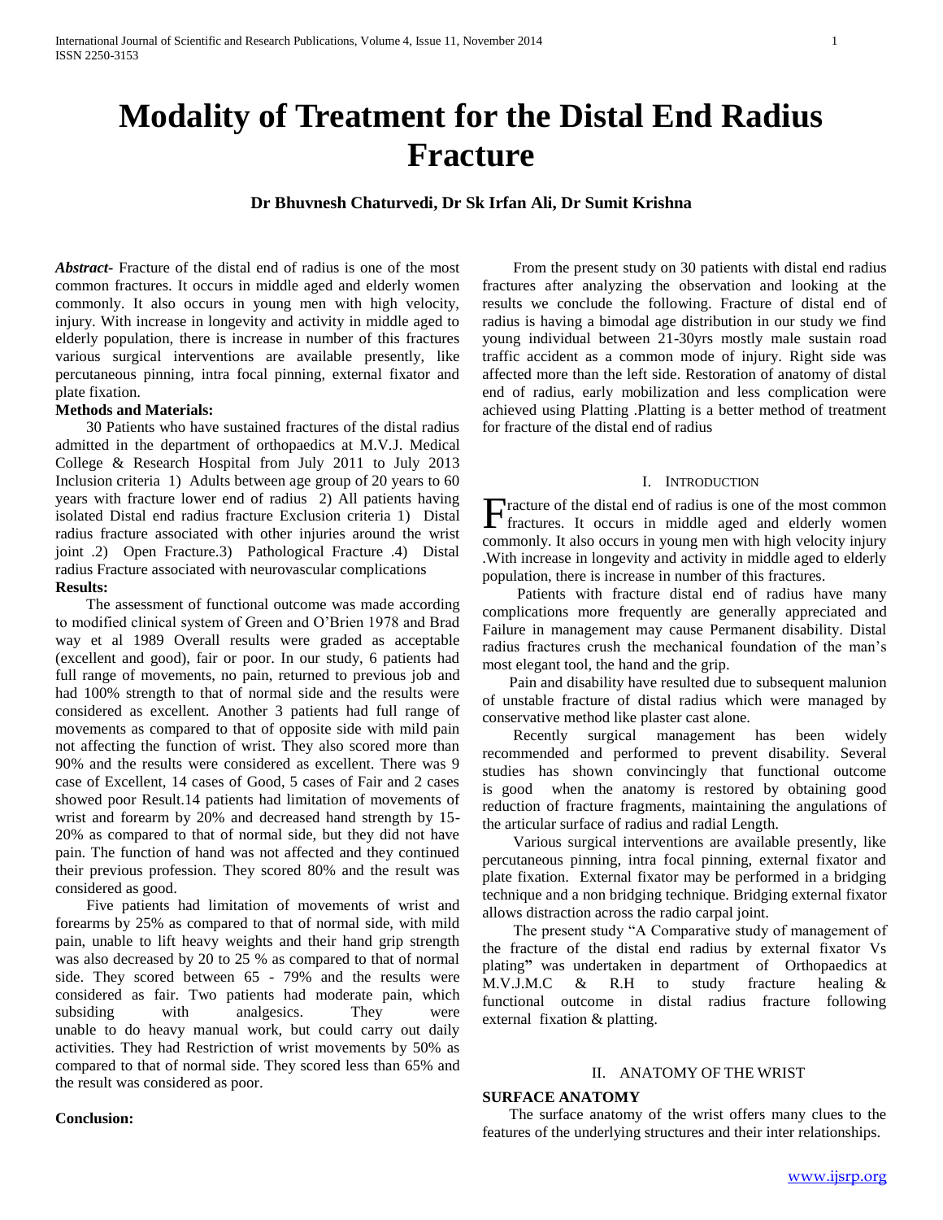# Modality of Treatment for the Distal End Radius Fracture

**Dr Bhuvnesh Chaturvedi, Dr Sk Irfan Ali, Dr Sumit Krishna**

***Abstract*-** Fracture of the distal end of radius is one of the most common fractures. It occurs in middle aged and elderly women commonly. It also occurs in young men with high velocity, injury. With increase in longevity and activity in middle aged to elderly population, there is increase in number of this fractures various surgical interventions are available presently, like percutaneous pinning, intra focal pinning, external fixator and plate fixation.

**Methods and Materials:**

30 Patients who have sustained fractures of the distal radius admitted in the department of orthopaedics at M.V.J. Medical College & Research Hospital from July 2011 to July 2013 Inclusion criteria 1) Adults between age group of 20 years to 60 years with fracture lower end of radius 2) All patients having isolated Distal end radius fracture Exclusion criteria 1) Distal radius fracture associated with other injuries around the wrist joint .2) Open Fracture.3) Pathological Fracture .4) Distal radius Fracture associated with neurovascular complications

**Results:**

The assessment of functional outcome was made according to modified clinical system of Green and O'Brien 1978 and Brad way et al 1989 Overall results were graded as acceptable (excellent and good), fair or poor. In our study, 6 patients had full range of movements, no pain, returned to previous job and had 100% strength to that of normal side and the results were considered as excellent. Another 3 patients had full range of movements as compared to that of opposite side with mild pain not affecting the function of wrist. They also scored more than 90% and the results were considered as excellent. There was 9 case of Excellent, 14 cases of Good, 5 cases of Fair and 2 cases showed poor Result.14 patients had limitation of movements of wrist and forearm by 20% and decreased hand strength by 15-20% as compared to that of normal side, but they did not have pain. The function of hand was not affected and they continued their previous profession. They scored 80% and the result was considered as good.

Five patients had limitation of movements of wrist and forearms by 25% as compared to that of normal side, with mild pain, unable to lift heavy weights and their hand grip strength was also decreased by 20 to 25 % as compared to that of normal side. They scored between 65 - 79% and the results were considered as fair. Two patients had moderate pain, which subsiding with analgesics. They were unable to do heavy manual work, but could carry out daily activities. They had Restriction of wrist movements by 50% as compared to that of normal side. They scored less than 65% and the result was considered as poor.

**Conclusion:**

From the present study on 30 patients with distal end radius fractures after analyzing the observation and looking at the results we conclude the following. Fracture of distal end of radius is having a bimodal age distribution in our study we find young individual between 21-30yrs mostly male sustain road traffic accident as a common mode of injury. Right side was affected more than the left side. Restoration of anatomy of distal end of radius, early mobilization and less complication were achieved using Platting .Platting is a better method of treatment for fracture of the distal end of radius

## I. Introduction

Fracture of the distal end of radius is one of the most common fractures. It occurs in middle aged and elderly women commonly. It also occurs in young men with high velocity injury .With increase in longevity and activity in middle aged to elderly population, there is increase in number of this fractures.

Patients with fracture distal end of radius have many complications more frequently are generally appreciated and Failure in management may cause Permanent disability. Distal radius fractures crush the mechanical foundation of the man's most elegant tool, the hand and the grip.

Pain and disability have resulted due to subsequent malunion of unstable fracture of distal radius which were managed by conservative method like plaster cast alone.

Recently surgical management has been widely recommended and performed to prevent disability. Several studies has shown convincingly that functional outcome is good when the anatomy is restored by obtaining good reduction of fracture fragments, maintaining the angulations of the articular surface of radius and radial Length.

Various surgical interventions are available presently, like percutaneous pinning, intra focal pinning, external fixator and plate fixation. External fixator may be performed in a bridging technique and a non bridging technique. Bridging external fixator allows distraction across the radio carpal joint.

The present study "A Comparative study of management of the fracture of the distal end radius by external fixator Vs plating**"** was undertaken in department of Orthopaedics at M.V.J.M.C & R.H to study fracture healing & functional outcome in distal radius fracture following external fixation & platting.

## II. ANATOMY OF THE WRIST

**SURFACE ANATOMY**

The surface anatomy of the wrist offers many clues to the features of the underlying structures and their inter relationships.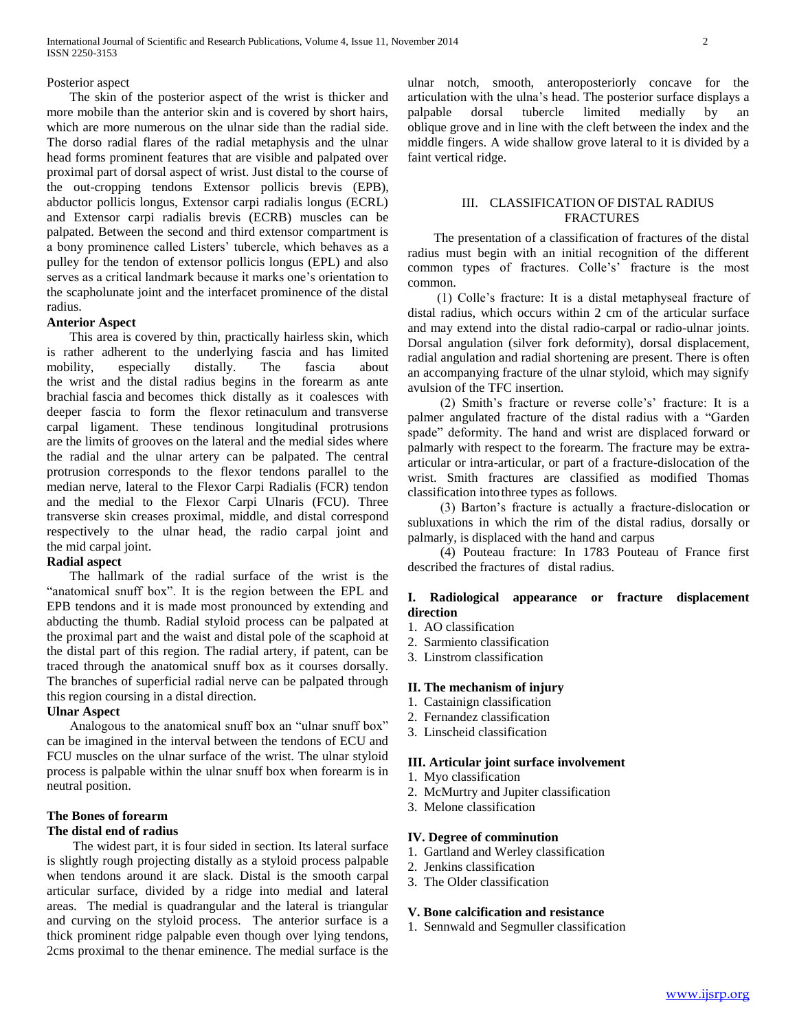Posterior aspect

The skin of the posterior aspect of the wrist is thicker and more mobile than the anterior skin and is covered by short hairs, which are more numerous on the ulnar side than the radial side. The dorso radial flares of the radial metaphysis and the ulnar head forms prominent features that are visible and palpated over proximal part of dorsal aspect of wrist. Just distal to the course of the out-cropping tendons Extensor pollicis brevis (EPB), abductor pollicis longus, Extensor carpi radialis longus (ECRL) and Extensor carpi radialis brevis (ECRB) muscles can be palpated. Between the second and third extensor compartment is a bony prominence called Listers' tubercle, which behaves as a pulley for the tendon of extensor pollicis longus (EPL) and also serves as a critical landmark because it marks one's orientation to the scapholunate joint and the interfacet prominence of the distal radius.

**Anterior Aspect**

This area is covered by thin, practically hairless skin, which is rather adherent to the underlying fascia and has limited mobility, especially distally. The fascia about the wrist and the distal radius begins in the forearm as ante brachial fascia and becomes thick distally as it coalesces with deeper fascia to form the flexor retinaculum and transverse carpal ligament. These tendinous longitudinal protrusions are the limits of grooves on the lateral and the medial sides where the radial and the ulnar artery can be palpated. The central protrusion corresponds to the flexor tendons parallel to the median nerve, lateral to the Flexor Carpi Radialis (FCR) tendon and the medial to the Flexor Carpi Ulnaris (FCU). Three transverse skin creases proximal, middle, and distal correspond respectively to the ulnar head, the radio carpal joint and the mid carpal joint.

**Radial aspect**

The hallmark of the radial surface of the wrist is the "anatomical snuff box". It is the region between the EPL and EPB tendons and it is made most pronounced by extending and abducting the thumb. Radial styloid process can be palpated at the proximal part and the waist and distal pole of the scaphoid at the distal part of this region. The radial artery, if patent, can be traced through the anatomical snuff box as it courses dorsally. The branches of superficial radial nerve can be palpated through this region coursing in a distal direction.

**Ulnar Aspect**

Analogous to the anatomical snuff box an "ulnar snuff box" can be imagined in the interval between the tendons of ECU and FCU muscles on the ulnar surface of the wrist. The ulnar styloid process is palpable within the ulnar snuff box when forearm is in neutral position.

**The Bones of forearm**

**The distal end of radius**

The widest part, it is four sided in section. Its lateral surface is slightly rough projecting distally as a styloid process palpable when tendons around it are slack. Distal is the smooth carpal articular surface, divided by a ridge into medial and lateral areas. The medial is quadrangular and the lateral is triangular and curving on the styloid process. The anterior surface is a thick prominent ridge palpable even though over lying tendons, 2cms proximal to the thenar eminence. The medial surface is the ulnar notch, smooth, anteroposteriorly concave for the articulation with the ulna's head. The posterior surface displays a palpable dorsal tubercle limited medially by an oblique grove and in line with the cleft between the index and the middle fingers. A wide shallow grove lateral to it is divided by a faint vertical ridge.

## III. CLASSIFICATION OF DISTAL RADIUS FRACTURES

The presentation of a classification of fractures of the distal radius must begin with an initial recognition of the different common types of fractures. Colle's' fracture is the most common.

(1) Colle's fracture: It is a distal metaphyseal fracture of distal radius, which occurs within 2 cm of the articular surface and may extend into the distal radio-carpal or radio-ulnar joints. Dorsal angulation (silver fork deformity), dorsal displacement, radial angulation and radial shortening are present. There is often an accompanying fracture of the ulnar styloid, which may signify avulsion of the TFC insertion.

(2) Smith's fracture or reverse colle's' fracture: It is a palmer angulated fracture of the distal radius with a "Garden spade" deformity. The hand and wrist are displaced forward or palmarly with respect to the forearm. The fracture may be extra-articular or intra-articular, or part of a fracture-dislocation of the wrist. Smith fractures are classified as modified Thomas classification into three types as follows.

(3) Barton's fracture is actually a fracture-dislocation or subluxations in which the rim of the distal radius, dorsally or palmarly, is displaced with the hand and carpus

(4) Pouteau fracture: In 1783 Pouteau of France first described the fractures of distal radius.

**I. Radiological appearance or fracture displacement direction**

1. AO classification
2. Sarmiento classification
3. Linstrom classification

**II. The mechanism of injury**

1. Castainign classification
2. Fernandez classification
3. Linscheid classification

**III. Articular joint surface involvement**

1. Myo classification
2. McMurtry and Jupiter classification
3. Melone classification

**IV. Degree of comminution**

1. Gartland and Werley classification
2. Jenkins classification
3. The Older classification

**V. Bone calcification and resistance**

1. Sennwald and Segmuller classification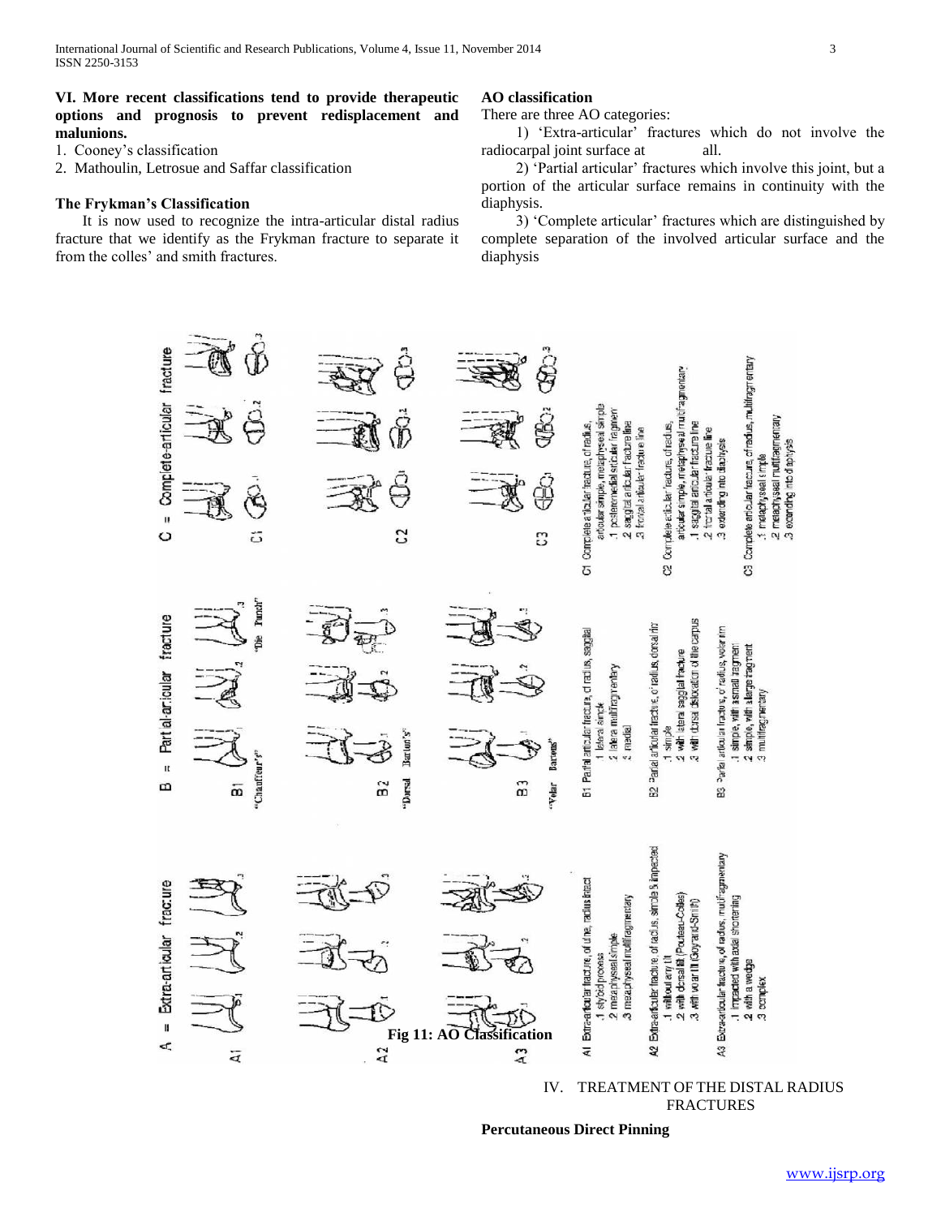**VI. More recent classifications tend to provide therapeutic options and prognosis to prevent redisplacement and malunions.**

1. Cooney's classification
2. Mathoulin, Letrosue and Saffar classification

### The Frykman's Classification

It is now used to recognize the intra-articular distal radius fracture that we identify as the Frykman fracture to separate it from the colles' and smith fractures.

### AO classification

There are three AO categories:

1) 'Extra-articular' fractures which do not involve the radiocarpal joint surface at all.

2) 'Partial articular' fractures which involve this joint, but a portion of the articular surface remains in continuity with the diaphysis.

3) 'Complete articular' fractures which are distinguished by complete separation of the involved articular surface and the diaphysis

Fig 11: AO Classification

## IV. TREATMENT OF THE DISTAL RADIUS FRACTURES

**Percutaneous Direct Pinning**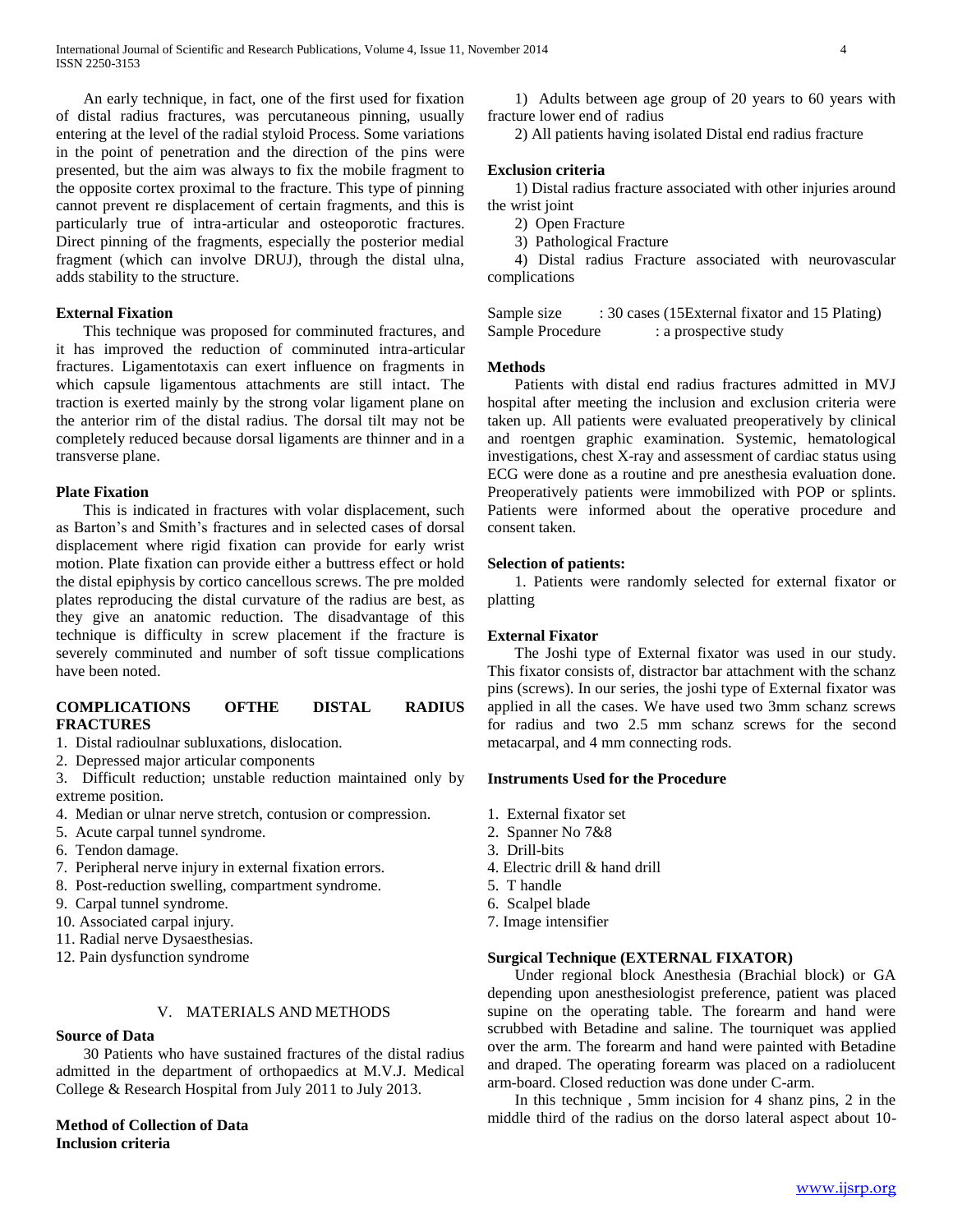An early technique, in fact, one of the first used for fixation of distal radius fractures, was percutaneous pinning, usually entering at the level of the radial styloid Process. Some variations in the point of penetration and the direction of the pins were presented, but the aim was always to fix the mobile fragment to the opposite cortex proximal to the fracture. This type of pinning cannot prevent re displacement of certain fragments, and this is particularly true of intra-articular and osteoporotic fractures. Direct pinning of the fragments, especially the posterior medial fragment (which can involve DRUJ), through the distal ulna, adds stability to the structure.

**External Fixation**

This technique was proposed for comminuted fractures, and it has improved the reduction of comminuted intra-articular fractures. Ligamentotaxis can exert influence on fragments in which capsule ligamentous attachments are still intact. The traction is exerted mainly by the strong volar ligament plane on the anterior rim of the distal radius. The dorsal tilt may not be completely reduced because dorsal ligaments are thinner and in a transverse plane.

**Plate Fixation**

This is indicated in fractures with volar displacement, such as Barton's and Smith's fractures and in selected cases of dorsal displacement where rigid fixation can provide for early wrist motion. Plate fixation can provide either a buttress effect or hold the distal epiphysis by cortico cancellous screws. The pre molded plates reproducing the distal curvature of the radius are best, as they give an anatomic reduction. The disadvantage of this technique is difficulty in screw placement if the fracture is severely comminuted and number of soft tissue complications have been noted.

**COMPLICATIONS OFTHE DISTAL RADIUS FRACTURES**

1. Distal radioulnar subluxations, dislocation.
2. Depressed major articular components
3. Difficult reduction; unstable reduction maintained only by extreme position.
4. Median or ulnar nerve stretch, contusion or compression.
5. Acute carpal tunnel syndrome.
6. Tendon damage.
7. Peripheral nerve injury in external fixation errors.
8. Post-reduction swelling, compartment syndrome.
9. Carpal tunnel syndrome.
10. Associated carpal injury.
11. Radial nerve Dysaesthesias.
12. Pain dysfunction syndrome

## V. MATERIALS AND METHODS

**Source of Data**

30 Patients who have sustained fractures of the distal radius admitted in the department of orthopaedics at M.V.J. Medical College & Research Hospital from July 2011 to July 2013.

**Method of Collection of Data**

**Inclusion criteria**

1) Adults between age group of 20 years to 60 years with fracture lower end of radius

2) All patients having isolated Distal end radius fracture

**Exclusion criteria**

1) Distal radius fracture associated with other injuries around the wrist joint

2) Open Fracture

3) Pathological Fracture

4) Distal radius Fracture associated with neurovascular complications

Sample size : 30 cases (15External fixator and 15 Plating)
Sample Procedure : a prospective study

**Methods**

Patients with distal end radius fractures admitted in MVJ hospital after meeting the inclusion and exclusion criteria were taken up. All patients were evaluated preoperatively by clinical and roentgen graphic examination. Systemic, hematological investigations, chest X-ray and assessment of cardiac status using ECG were done as a routine and pre anesthesia evaluation done. Preoperatively patients were immobilized with POP or splints. Patients were informed about the operative procedure and consent taken.

**Selection of patients:**

1. Patients were randomly selected for external fixator or platting

**External Fixator**

The Joshi type of External fixator was used in our study. This fixator consists of, distractor bar attachment with the schanz pins (screws). In our series, the joshi type of External fixator was applied in all the cases. We have used two 3mm schanz screws for radius and two 2.5 mm schanz screws for the second metacarpal, and 4 mm connecting rods.

**Instruments Used for the Procedure**

1. External fixator set
2. Spanner No 7&8
3. Drill-bits
4. Electric drill & hand drill
5. T handle
6. Scalpel blade
7. Image intensifier

**Surgical Technique (EXTERNAL FIXATOR)**

Under regional block Anesthesia (Brachial block) or GA depending upon anesthesiologist preference, patient was placed supine on the operating table. The forearm and hand were scrubbed with Betadine and saline. The tourniquet was applied over the arm. The forearm and hand were painted with Betadine and draped. The operating forearm was placed on a radiolucent arm-board. Closed reduction was done under C-arm.

In this technique , 5mm incision for 4 shanz pins, 2 in the middle third of the radius on the dorso lateral aspect about 10-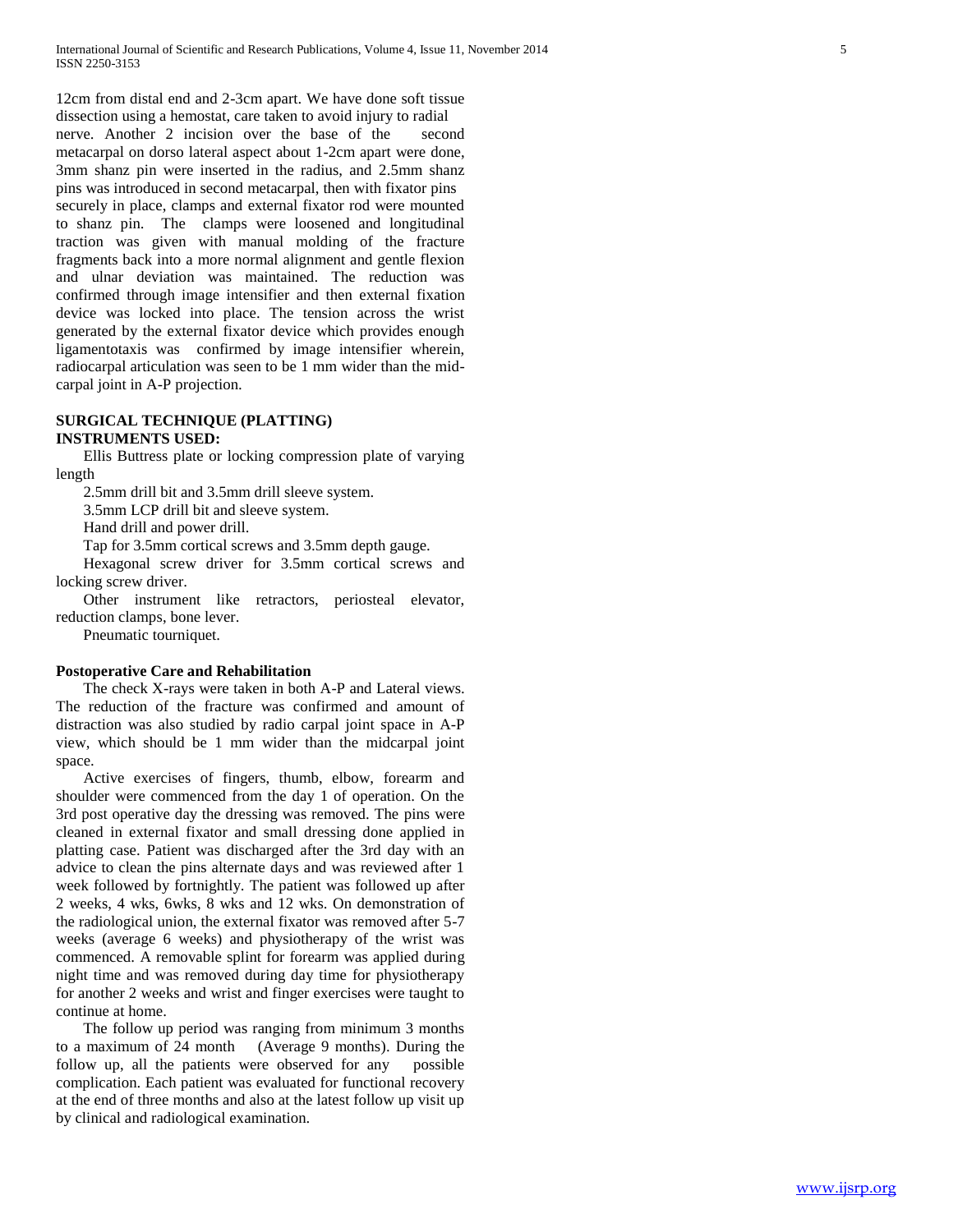12cm from distal end and 2-3cm apart. We have done soft tissue dissection using a hemostat, care taken to avoid injury to radial nerve. Another 2 incision over the base of the second metacarpal on dorso lateral aspect about 1-2cm apart were done, 3mm shanz pin were inserted in the radius, and 2.5mm shanz pins was introduced in second metacarpal, then with fixator pins securely in place, clamps and external fixator rod were mounted to shanz pin. The clamps were loosened and longitudinal traction was given with manual molding of the fracture fragments back into a more normal alignment and gentle flexion and ulnar deviation was maintained. The reduction was confirmed through image intensifier and then external fixation device was locked into place. The tension across the wrist generated by the external fixator device which provides enough ligamentotaxis was confirmed by image intensifier wherein, radiocarpal articulation was seen to be 1 mm wider than the mid-carpal joint in A-P projection.

## SURGICAL TECHNIQUE (PLATTING)

### INSTRUMENTS USED:

Ellis Buttress plate or locking compression plate of varying length

2.5mm drill bit and 3.5mm drill sleeve system.

3.5mm LCP drill bit and sleeve system.

Hand drill and power drill.

Tap for 3.5mm cortical screws and 3.5mm depth gauge.

Hexagonal screw driver for 3.5mm cortical screws and locking screw driver.

Other instrument like retractors, periosteal elevator, reduction clamps, bone lever.

Pneumatic tourniquet.

### Postoperative Care and Rehabilitation

The check X-rays were taken in both A-P and Lateral views. The reduction of the fracture was confirmed and amount of distraction was also studied by radio carpal joint space in A-P view, which should be 1 mm wider than the midcarpal joint space.

Active exercises of fingers, thumb, elbow, forearm and shoulder were commenced from the day 1 of operation. On the 3rd post operative day the dressing was removed. The pins were cleaned in external fixator and small dressing done applied in platting case. Patient was discharged after the 3rd day with an advice to clean the pins alternate days and was reviewed after 1 week followed by fortnightly. The patient was followed up after 2 weeks, 4 wks, 6wks, 8 wks and 12 wks. On demonstration of the radiological union, the external fixator was removed after 5-7 weeks (average 6 weeks) and physiotherapy of the wrist was commenced. A removable splint for forearm was applied during night time and was removed during day time for physiotherapy for another 2 weeks and wrist and finger exercises were taught to continue at home.

The follow up period was ranging from minimum 3 months to a maximum of 24 month (Average 9 months). During the follow up, all the patients were observed for any possible complication. Each patient was evaluated for functional recovery at the end of three months and also at the latest follow up visit up by clinical and radiological examination.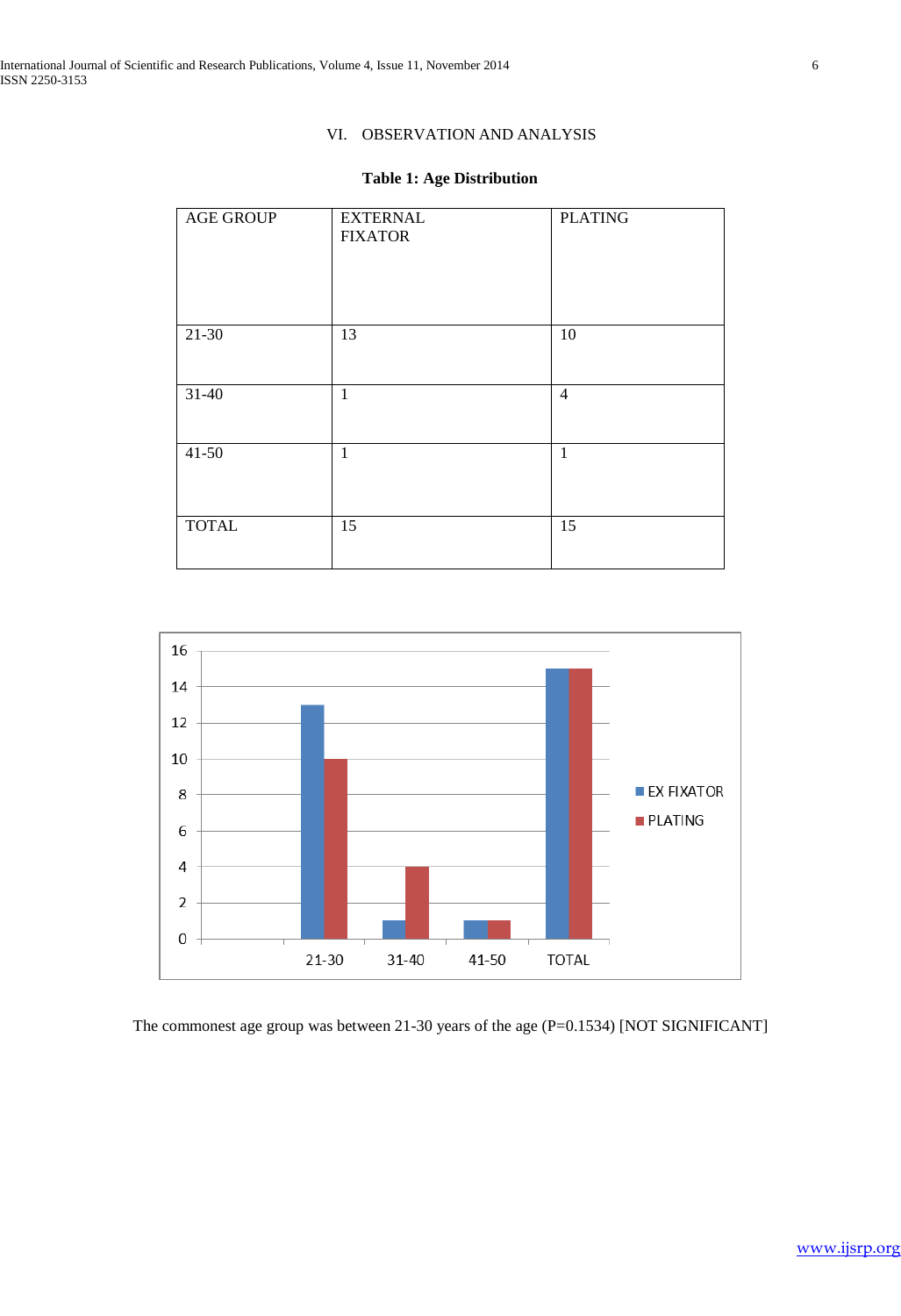## VI. OBSERVATION AND ANALYSIS

**Table 1: Age Distribution**

| AGE GROUP | EXTERNAL FIXATOR | PLATING |
|---|---|---|
| 21-30 | 13 | 10 |
| 31-40 | 1 | 4 |
| 41-50 | 1 | 1 |
| TOTAL | 15 | 15 |

The commonest age group was between 21-30 years of the age (P=0.1534) [NOT SIGNIFICANT]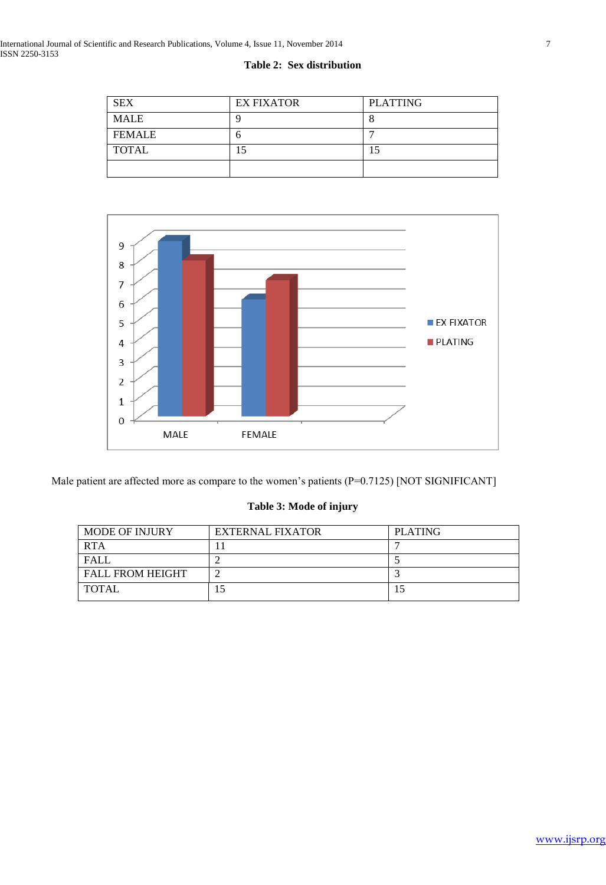**Table 2: Sex distribution**

| SEX | EX FIXATOR | PLATTING |
|---|---|---|
| MALE | 9 | 8 |
| FEMALE | 6 | 7 |
| TOTAL | 15 | 15 |
| | | |

Male patient are affected more as compare to the women's patients (P=0.7125) [NOT SIGNIFICANT]

**Table 3: Mode of injury**

| MODE OF INJURY | EXTERNAL FIXATOR | PLATING |
|---|---|---|
| RTA | 11 | 7 |
| FALL | 2 | 5 |
| FALL FROM HEIGHT | 2 | 3 |
| TOTAL | 15 | 15 |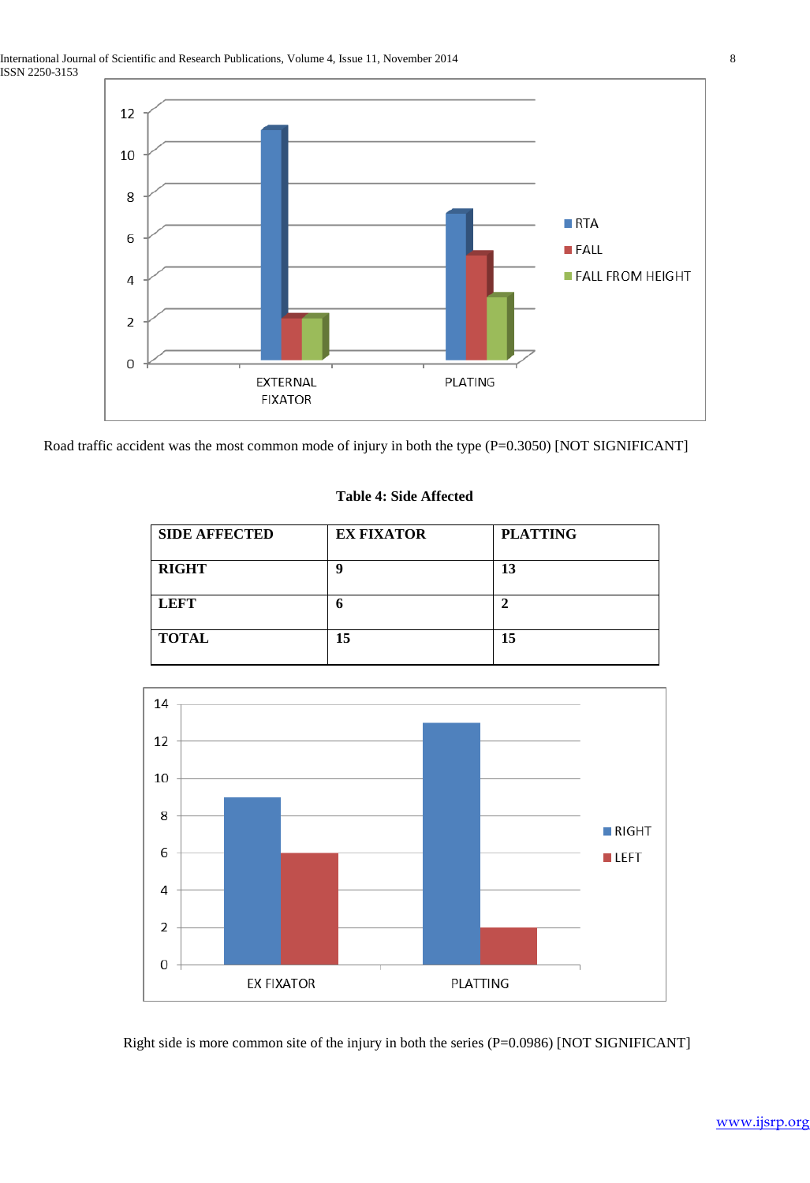Road traffic accident was the most common mode of injury in both the type (P=0.3050) [NOT SIGNIFICANT]

**Table 4: Side Affected**

| SIDE AFFECTED | EX FIXATOR | PLATTING |
| --- | --- | --- |
| RIGHT | 9 | 13 |
| LEFT | 6 | 2 |
| TOTAL | 15 | 15 |

Right side is more common site of the injury in both the series (P=0.0986) [NOT SIGNIFICANT]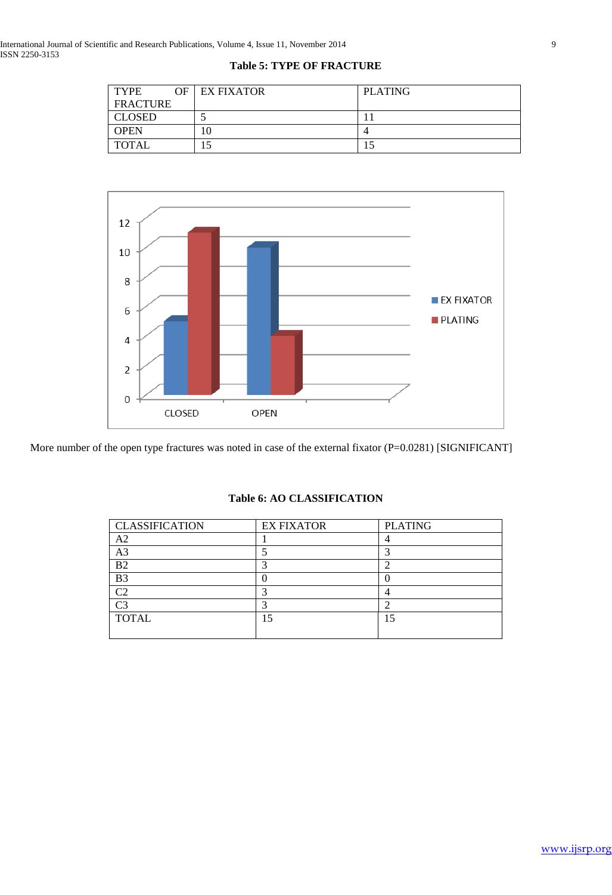**Table 5: TYPE OF FRACTURE**

| TYPE OF FRACTURE | EX FIXATOR | PLATING |
|---|---|---|
| CLOSED | 5 | 11 |
| OPEN | 10 | 4 |
| TOTAL | 15 | 15 |

More number of the open type fractures was noted in case of the external fixator (P=0.0281) [SIGNIFICANT]

**Table 6: AO CLASSIFICATION**

| CLASSIFICATION | EX FIXATOR | PLATING |
|---|---|---|
| A2 | 1 | 4 |
| A3 | 5 | 3 |
| B2 | 3 | 2 |
| B3 | 0 | 0 |
| C2 | 3 | 4 |
| C3 | 3 | 2 |
| TOTAL | 15 | 15 |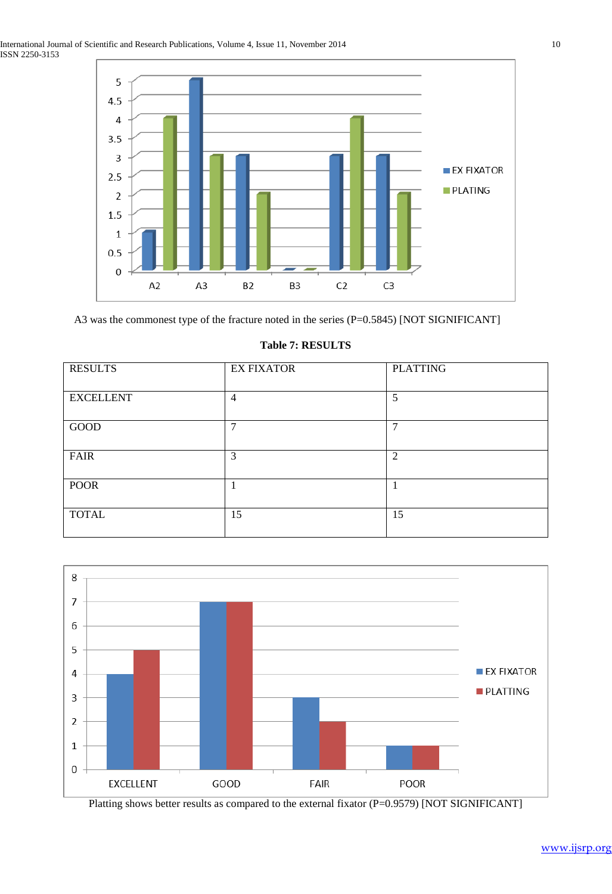A3 was the commonest type of the fracture noted in the series (P=0.5845) [NOT SIGNIFICANT]

**Table 7: RESULTS**

| RESULTS | EX FIXATOR | PLATTING |
|---|---|---|
| EXCELLENT | 4 | 5 |
| GOOD | 7 | 7 |
| FAIR | 3 | 2 |
| POOR | 1 | 1 |
| TOTAL | 15 | 15 |

Platting shows better results as compared to the external fixator (P=0.9579) [NOT SIGNIFICANT]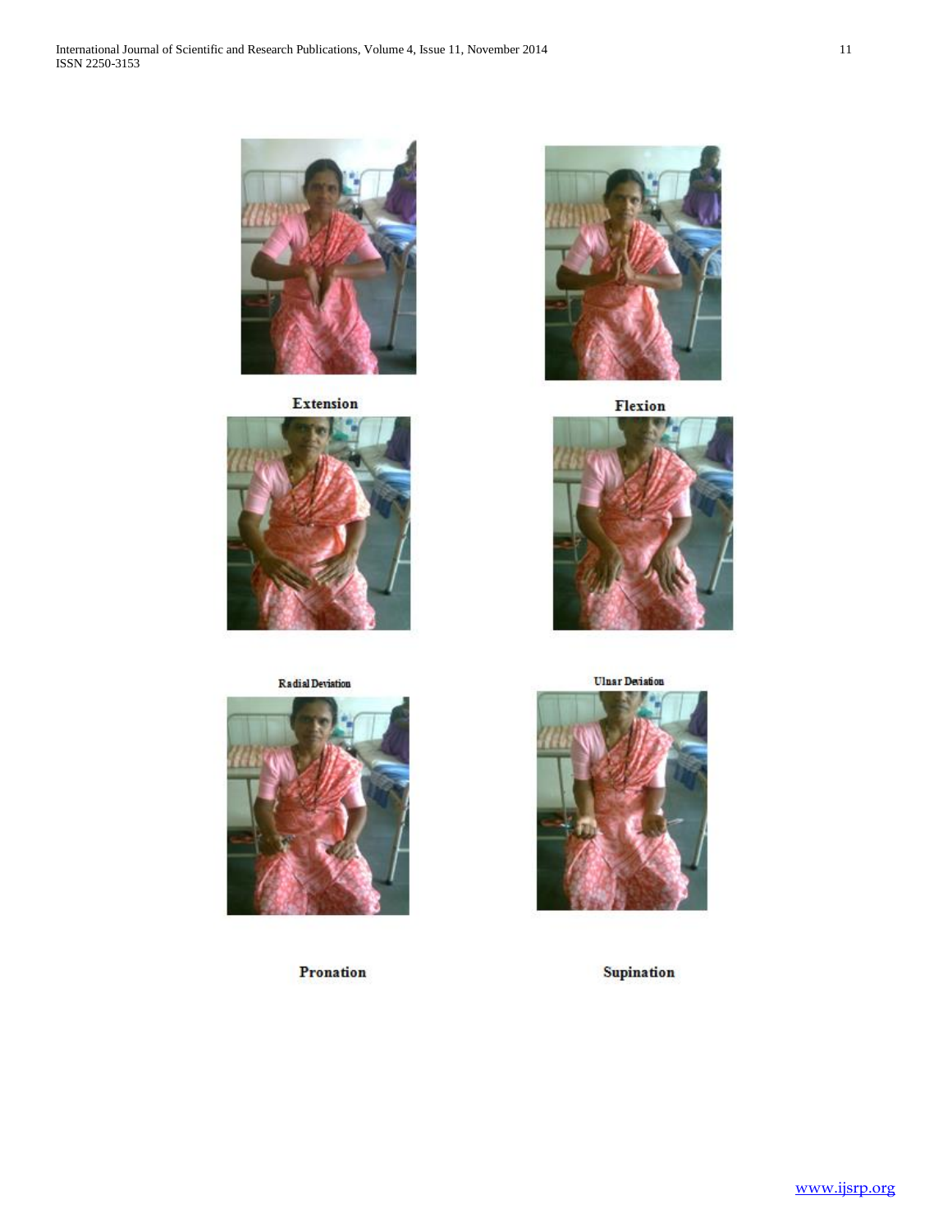Extension

Flexion

Radial Deviation

Ulnar Deviation

Pronation

Supination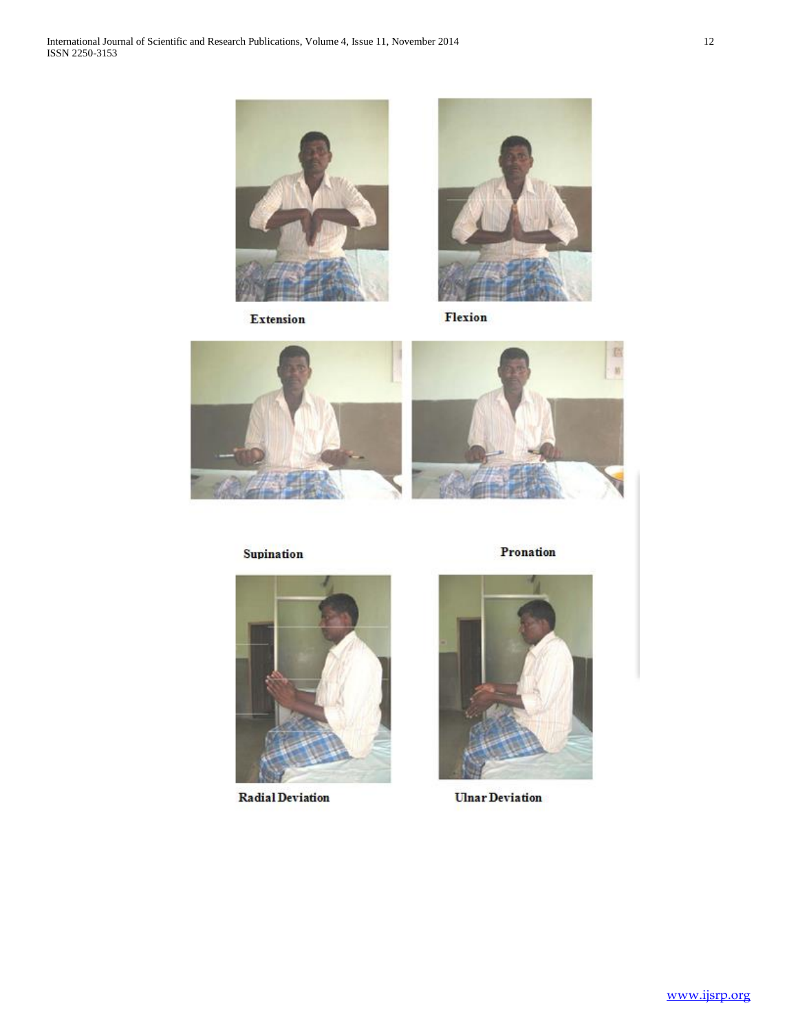Extension

Flexion

Supination

Pronation

Radial Deviation

Ulnar Deviation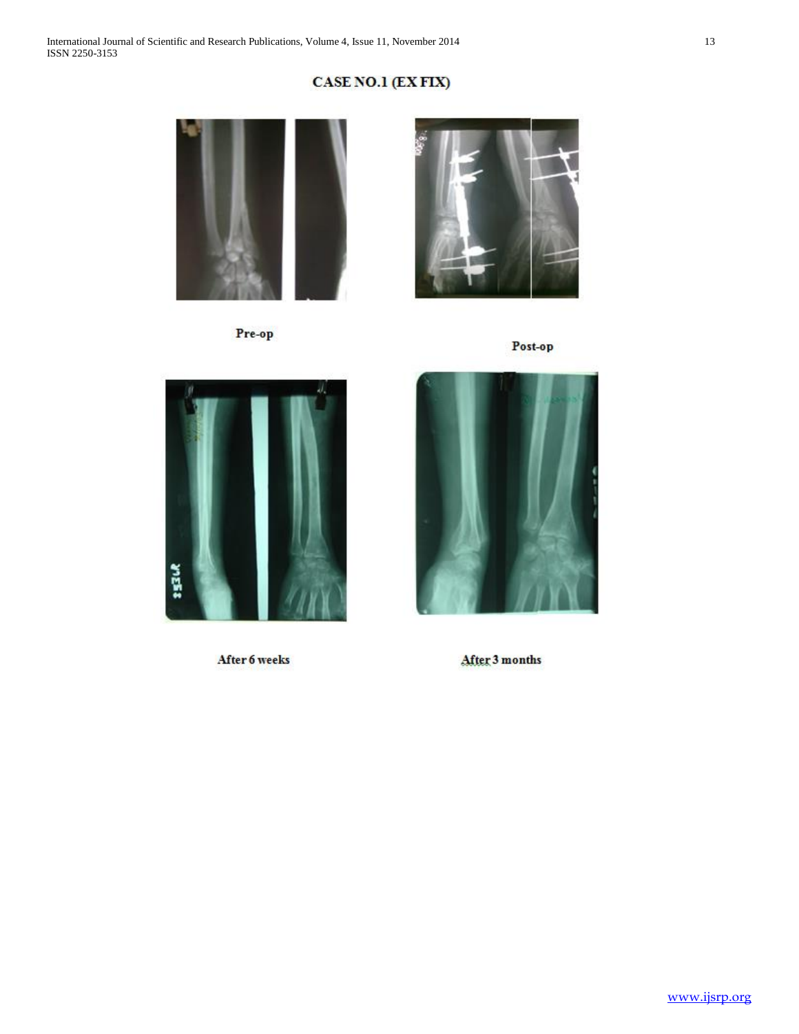## CASE NO.1 (EX FIX)

Pre-op

Post-op

After 6 weeks

After 3 months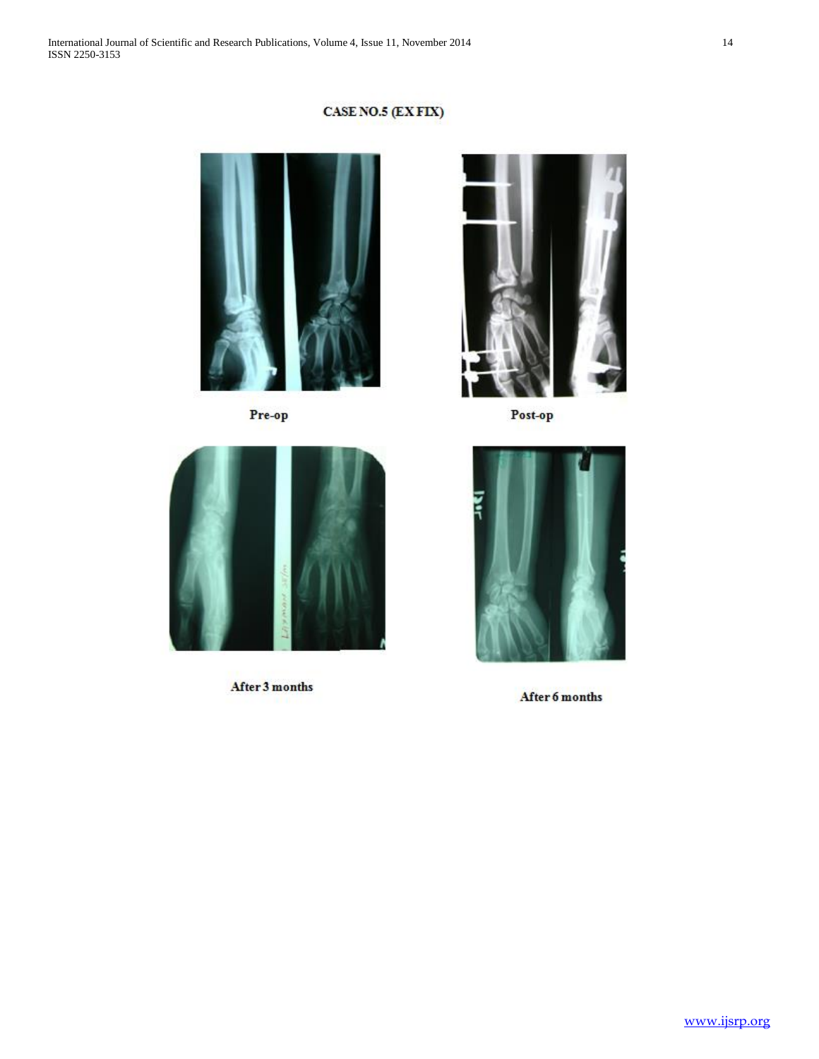**CASE NO.5 (EX FIX)**

Pre-op

Post-op

After 3 months

After 6 months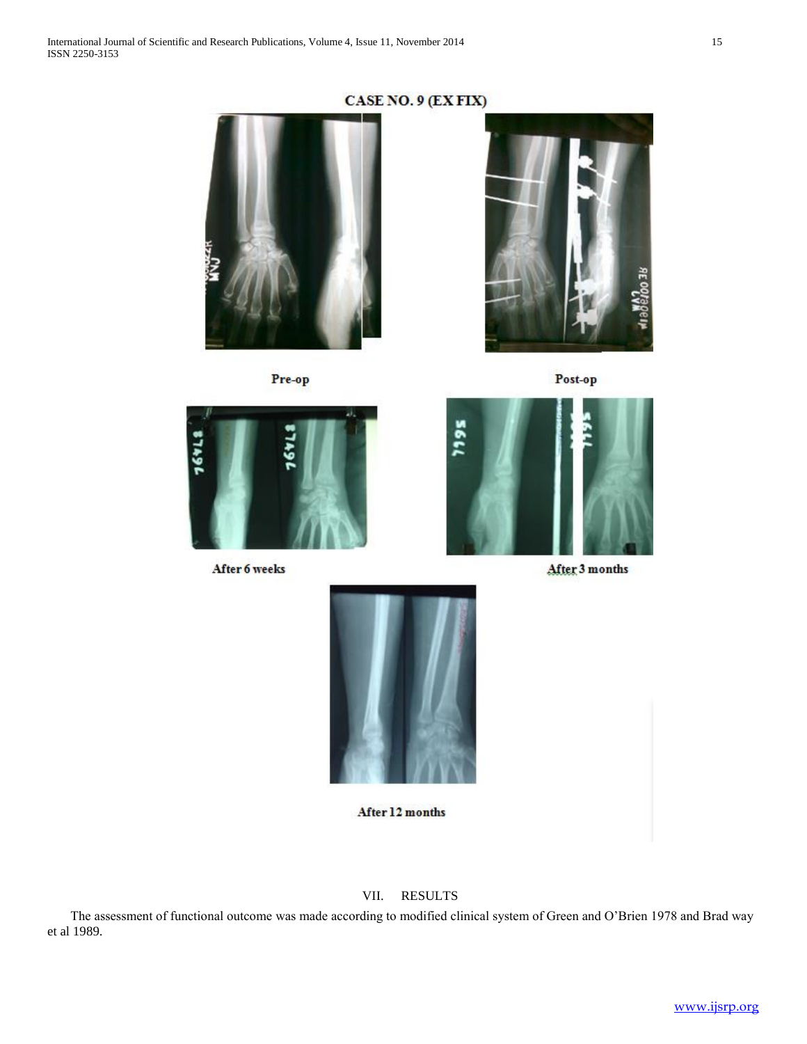**CASE NO. 9 (EX FIX)**

Pre-op

Post-op

After 6 weeks

After 3 months

After 12 months

## VII. RESULTS

The assessment of functional outcome was made according to modified clinical system of Green and O'Brien 1978 and Brad way et al 1989.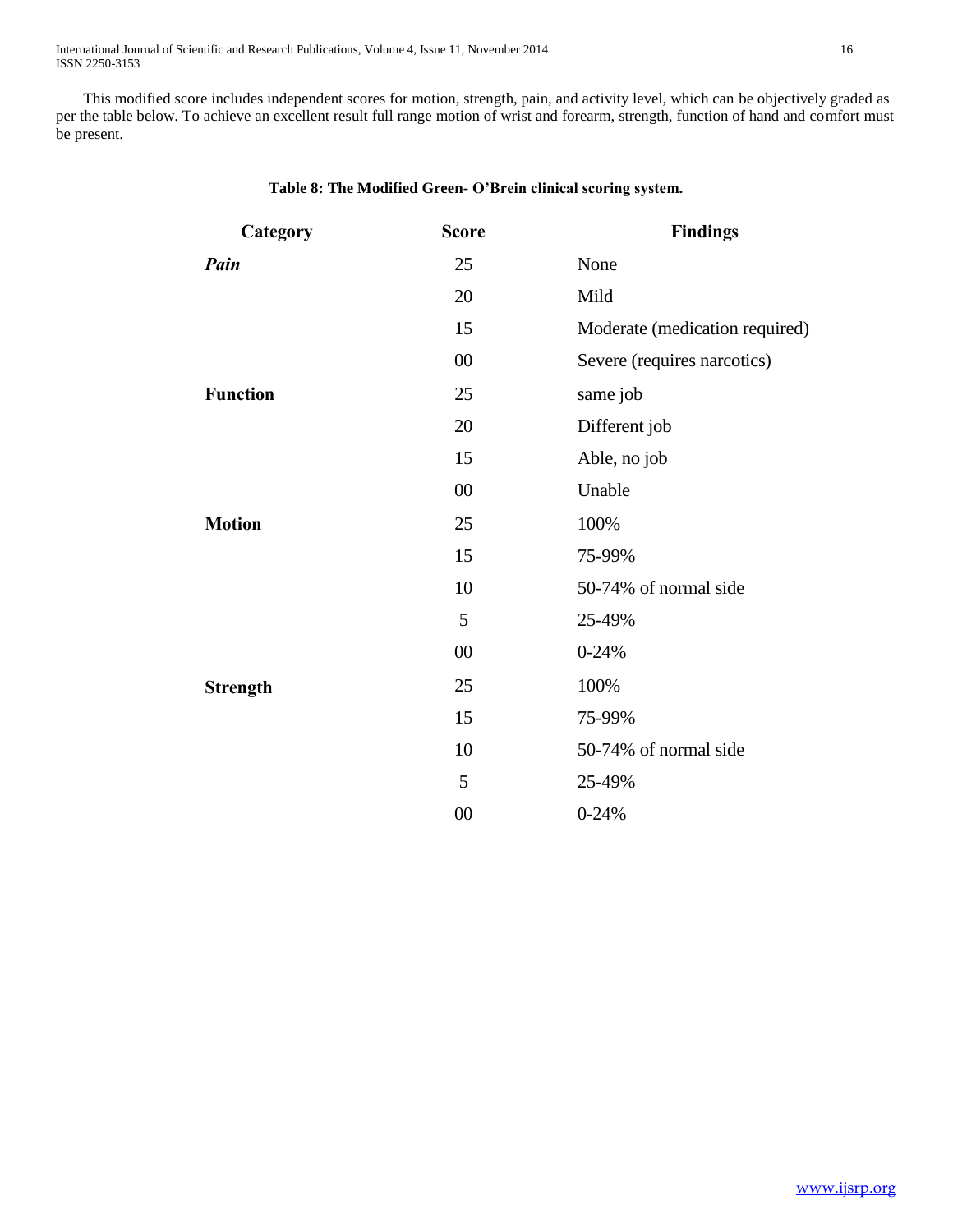This modified score includes independent scores for motion, strength, pain, and activity level, which can be objectively graded as per the table below. To achieve an excellent result full range motion of wrist and forearm, strength, function of hand and comfort must be present.

**Table 8: The Modified Green- O'Brein clinical scoring system.**

| Category | Score | Findings |
|---|---|---|
| ***Pain*** | 25 | None |
| | 20 | Mild |
| | 15 | Moderate (medication required) |
| | 00 | Severe (requires narcotics) |
| **Function** | 25 | same job |
| | 20 | Different job |
| | 15 | Able, no job |
| | 00 | Unable |
| **Motion** | 25 | 100% |
| | 15 | 75-99% |
| | 10 | 50-74% of normal side |
| | 5 | 25-49% |
| | 00 | 0-24% |
| **Strength** | 25 | 100% |
| | 15 | 75-99% |
| | 10 | 50-74% of normal side |
| | 5 | 25-49% |
| | 00 | 0-24% |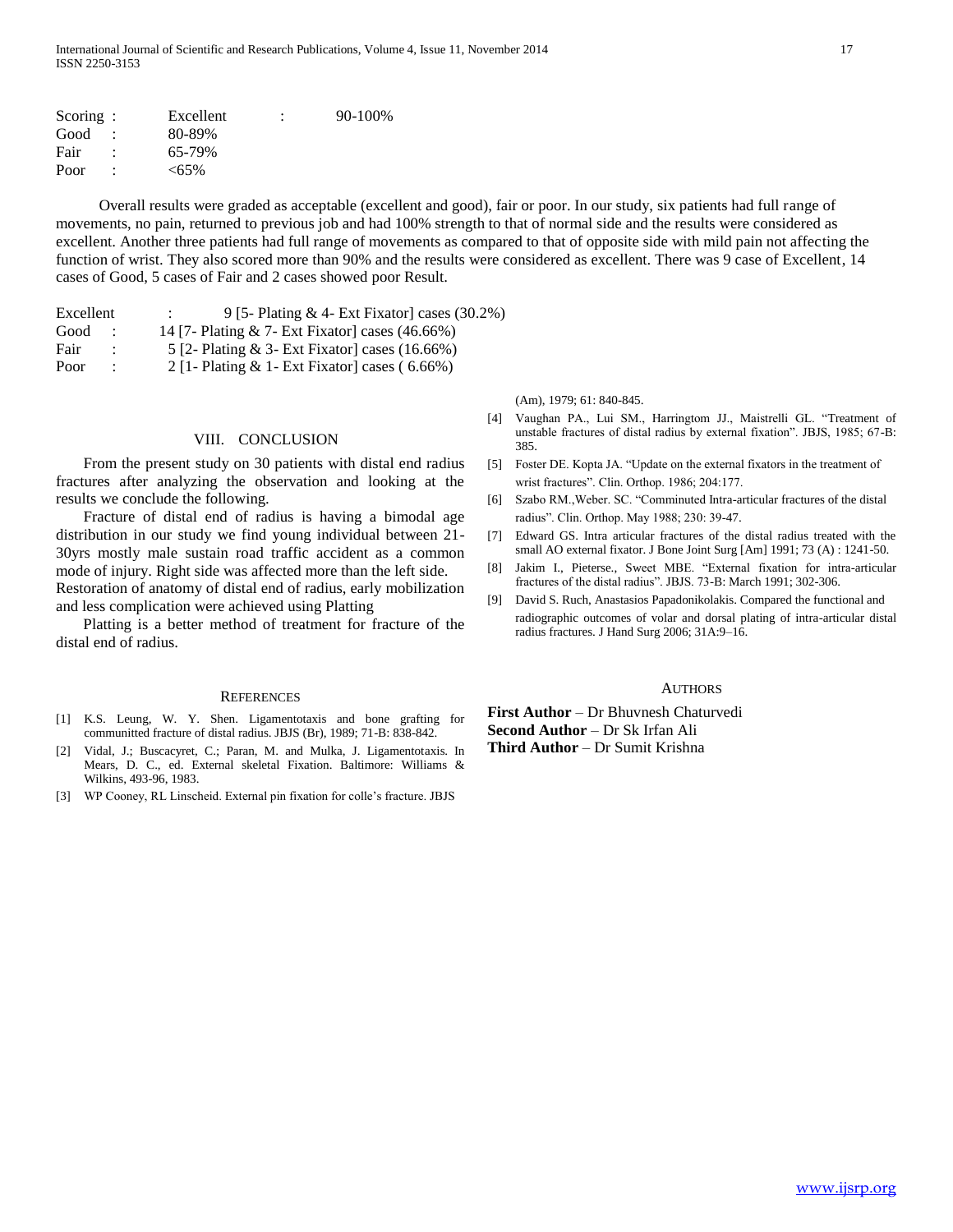| | | | |
|---|---|---|---|
| Scoring : | Excellent | : | 90-100% |
| Good : | 80-89% | | |
| Fair : | 65-79% | | |
| Poor : | <65% | | |

Overall results were graded as acceptable (excellent and good), fair or poor. In our study, six patients had full range of movements, no pain, returned to previous job and had 100% strength to that of normal side and the results were considered as excellent. Another three patients had full range of movements as compared to that of opposite side with mild pain not affecting the function of wrist. They also scored more than 90% and the results were considered as excellent. There was 9 case of Excellent, 14 cases of Good, 5 cases of Fair and 2 cases showed poor Result.

| | |
|---|---|
| Excellent : | 9 [5- Plating & 4- Ext Fixator] cases (30.2%) |
| Good : | 14 [7- Plating & 7- Ext Fixator] cases (46.66%) |
| Fair : | 5 [2- Plating & 3- Ext Fixator] cases (16.66%) |
| Poor : | 2 [1- Plating & 1- Ext Fixator] cases ( 6.66%) |

## VIII. CONCLUSION

From the present study on 30 patients with distal end radius fractures after analyzing the observation and looking at the results we conclude the following.

Fracture of distal end of radius is having a bimodal age distribution in our study we find young individual between 21-30yrs mostly male sustain road traffic accident as a common mode of injury. Right side was affected more than the left side. Restoration of anatomy of distal end of radius, early mobilization and less complication were achieved using Platting

Platting is a better method of treatment for fracture of the distal end of radius.

## REFERENCES

[1] K.S. Leung, W. Y. Shen. Ligamentotaxis and bone grafting for communitted fracture of distal radius. JBJS (Br), 1989; 71-B: 838-842.

[2] Vidal, J.; Buscacyret, C.; Paran, M. and Mulka, J. Ligamentotaxis. In Mears, D. C., ed. External skeletal Fixation. Baltimore: Williams & Wilkins, 493-96, 1983.

[3] WP Cooney, RL Linscheid. External pin fixation for colle's fracture. JBJS (Am), 1979; 61: 840-845.

[4] Vaughan PA., Lui SM., Harringtom JJ., Maistrelli GL. "Treatment of unstable fractures of distal radius by external fixation". JBJS, 1985; 67-B: 385.

[5] Foster DE. Kopta JA. "Update on the external fixators in the treatment of wrist fractures". Clin. Orthop. 1986; 204:177.

[6] Szabo RM.,Weber. SC. "Comminuted Intra-articular fractures of the distal radius". Clin. Orthop. May 1988; 230: 39-47.

[7] Edward GS. Intra articular fractures of the distal radius treated with the small AO external fixator. J Bone Joint Surg [Am] 1991; 73 (A) : 1241-50.

[8] Jakim I., Pieterse., Sweet MBE. "External fixation for intra-articular fractures of the distal radius". JBJS. 73-B: March 1991; 302-306.

[9] David S. Ruch, Anastasios Papadonikolakis. Compared the functional and radiographic outcomes of volar and dorsal plating of intra-articular distal radius fractures. J Hand Surg 2006; 31A:9–16.

## AUTHORS

**First Author** – Dr Bhuvnesh Chaturvedi
**Second Author** – Dr Sk Irfan Ali
**Third Author** – Dr Sumit Krishna